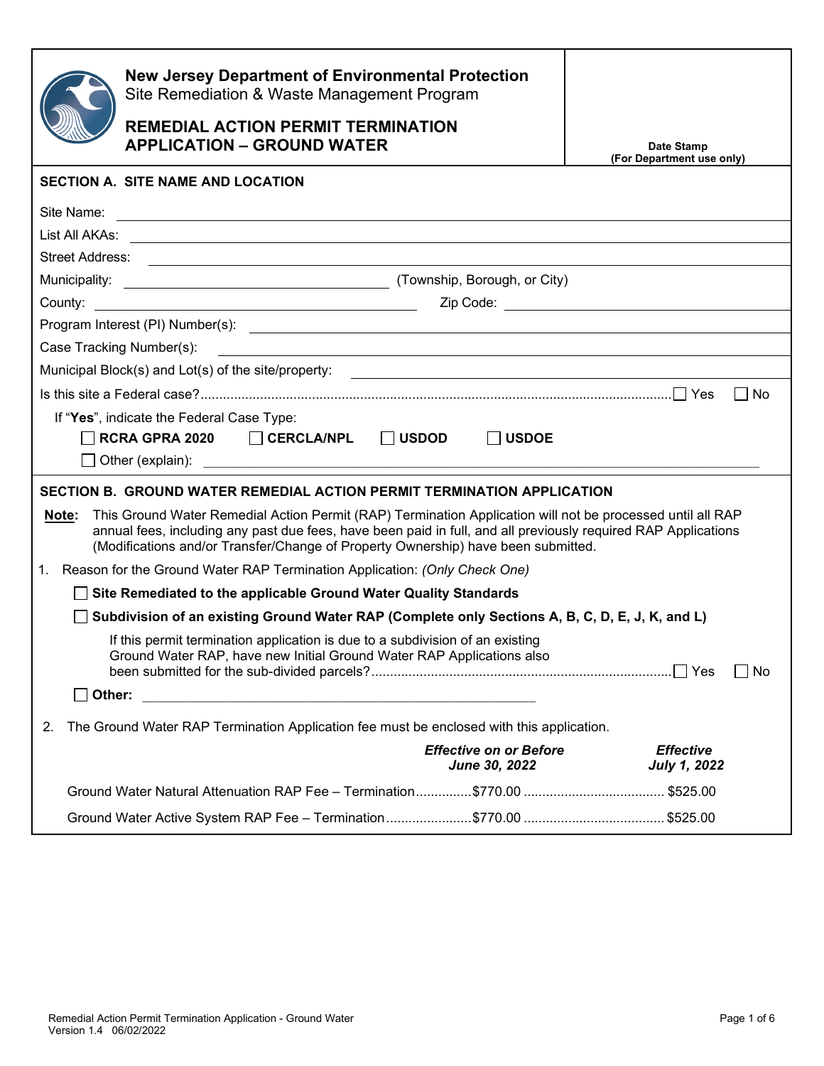**New Jersey Department of Environmental Protection**
Site Remediation & Waste Management Program

# REMEDIAL ACTION PERMIT TERMINATION APPLICATION – GROUND WATER

**Date Stamp (For Department use only)**

## SECTION A. SITE NAME AND LOCATION

Site Name: ______________________

List All AKAs: ______________________

Street Address: ______________________

Municipality: ______________________ (Township, Borough, or City)

County: ______________________ Zip Code: ______________________

Program Interest (PI) Number(s): ______________________

Case Tracking Number(s): ______________________

Municipal Block(s) and Lot(s) of the site/property: ______________________

Is this site a Federal case? ☐ Yes ☐ No

If "**Yes**", indicate the Federal Case Type:

☐ **RCRA GPRA 2020** ☐ **CERCLA/NPL** ☐ **USDOD** ☐ **USDOE**

☐ Other (explain): ______________________

## SECTION B. GROUND WATER REMEDIAL ACTION PERMIT TERMINATION APPLICATION

**Note:** This Ground Water Remedial Action Permit (RAP) Termination Application will not be processed until all RAP annual fees, including any past due fees, have been paid in full, and all previously required RAP Applications (Modifications and/or Transfer/Change of Property Ownership) have been submitted.

1. Reason for the Ground Water RAP Termination Application: *(Only Check One)*

   ☐ **Site Remediated to the applicable Ground Water Quality Standards**

   ☐ **Subdivision of an existing Ground Water RAP (Complete only Sections A, B, C, D, E, J, K, and L)**

   If this permit termination application is due to a subdivision of an existing Ground Water RAP, have new Initial Ground Water RAP Applications also been submitted for the sub-divided parcels? ☐ Yes ☐ No

   ☐ **Other:** ______________________

2. The Ground Water RAP Termination Application fee must be enclosed with this application.

| | ***Effective on or Before June 30, 2022*** | ***Effective July 1, 2022*** |
|---|---|---|
| Ground Water Natural Attenuation RAP Fee – Termination | $770.00 | $525.00 |
| Ground Water Active System RAP Fee – Termination | $770.00 | $525.00 |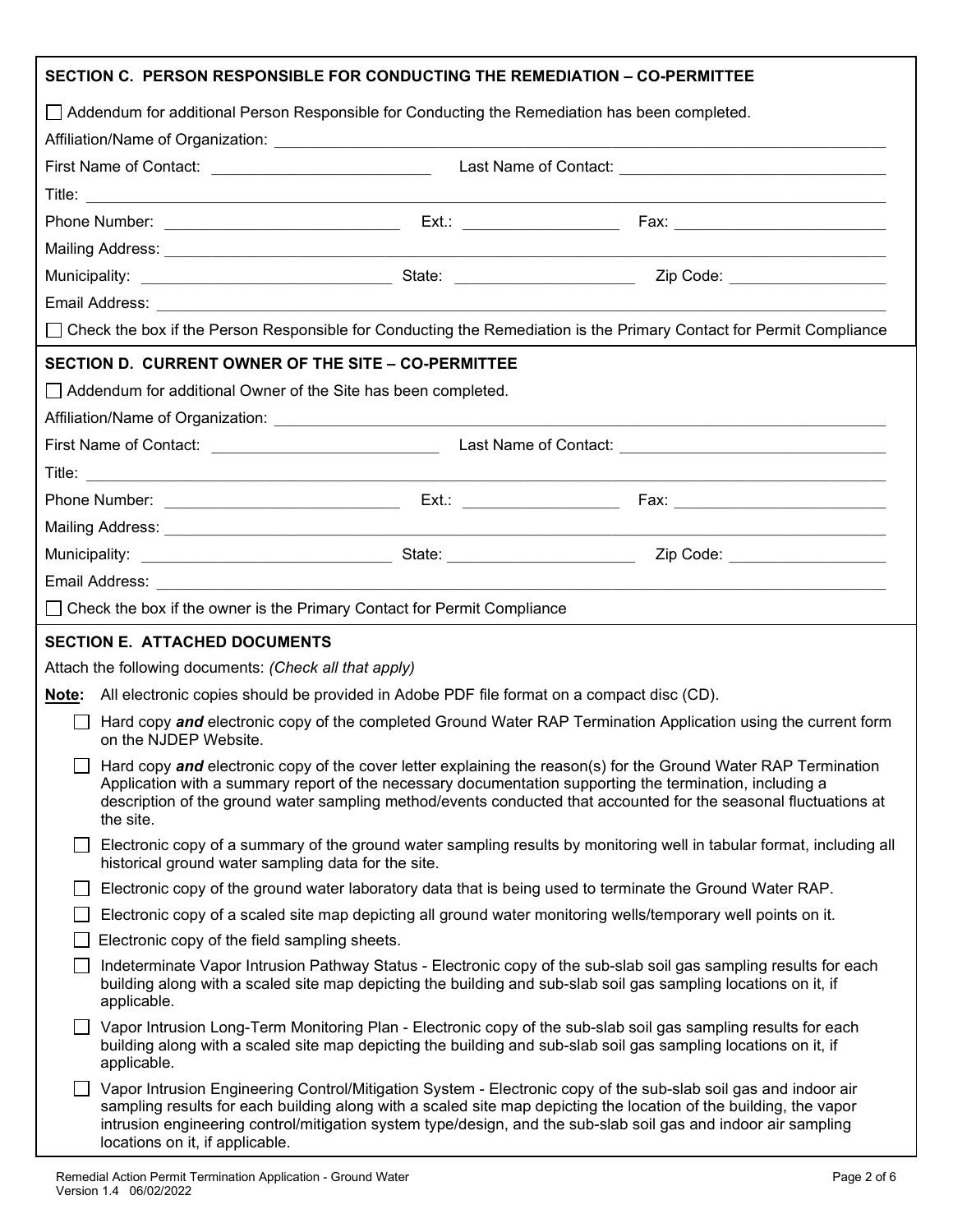## SECTION C. PERSON RESPONSIBLE FOR CONDUCTING THE REMEDIATION – CO-PERMITTEE

☐ Addendum for additional Person Responsible for Conducting the Remediation has been completed.

Affiliation/Name of Organization: ____________________

First Name of Contact: ____________________ Last Name of Contact: ____________________

Title: ____________________

Phone Number: ____________________ Ext.: ____________________ Fax: ____________________

Mailing Address: ____________________

Municipality: ____________________ State: ____________________ Zip Code: ____________________

Email Address: ____________________

☐ Check the box if the Person Responsible for Conducting the Remediation is the Primary Contact for Permit Compliance

## SECTION D. CURRENT OWNER OF THE SITE – CO-PERMITTEE

☐ Addendum for additional Owner of the Site has been completed.

Affiliation/Name of Organization: ____________________

First Name of Contact: ____________________ Last Name of Contact: ____________________

Title: ____________________

Phone Number: ____________________ Ext.: ____________________ Fax: ____________________

Mailing Address: ____________________

Municipality: ____________________ State: ____________________ Zip Code: ____________________

Email Address: ____________________

☐ Check the box if the owner is the Primary Contact for Permit Compliance

## SECTION E. ATTACHED DOCUMENTS

Attach the following documents: *(Check all that apply)*

**Note:** All electronic copies should be provided in Adobe PDF file format on a compact disc (CD).

- ☐ Hard copy ***and*** electronic copy of the completed Ground Water RAP Termination Application using the current form on the NJDEP Website.
- ☐ Hard copy ***and*** electronic copy of the cover letter explaining the reason(s) for the Ground Water RAP Termination Application with a summary report of the necessary documentation supporting the termination, including a description of the ground water sampling method/events conducted that accounted for the seasonal fluctuations at the site.
- ☐ Electronic copy of a summary of the ground water sampling results by monitoring well in tabular format, including all historical ground water sampling data for the site.
- ☐ Electronic copy of the ground water laboratory data that is being used to terminate the Ground Water RAP.
- ☐ Electronic copy of a scaled site map depicting all ground water monitoring wells/temporary well points on it.
- ☐ Electronic copy of the field sampling sheets.
- ☐ Indeterminate Vapor Intrusion Pathway Status - Electronic copy of the sub-slab soil gas sampling results for each building along with a scaled site map depicting the building and sub-slab soil gas sampling locations on it, if applicable.
- ☐ Vapor Intrusion Long-Term Monitoring Plan - Electronic copy of the sub-slab soil gas sampling results for each building along with a scaled site map depicting the building and sub-slab soil gas sampling locations on it, if applicable.
- ☐ Vapor Intrusion Engineering Control/Mitigation System - Electronic copy of the sub-slab soil gas and indoor air sampling results for each building along with a scaled site map depicting the location of the building, the vapor intrusion engineering control/mitigation system type/design, and the sub-slab soil gas and indoor air sampling locations on it, if applicable.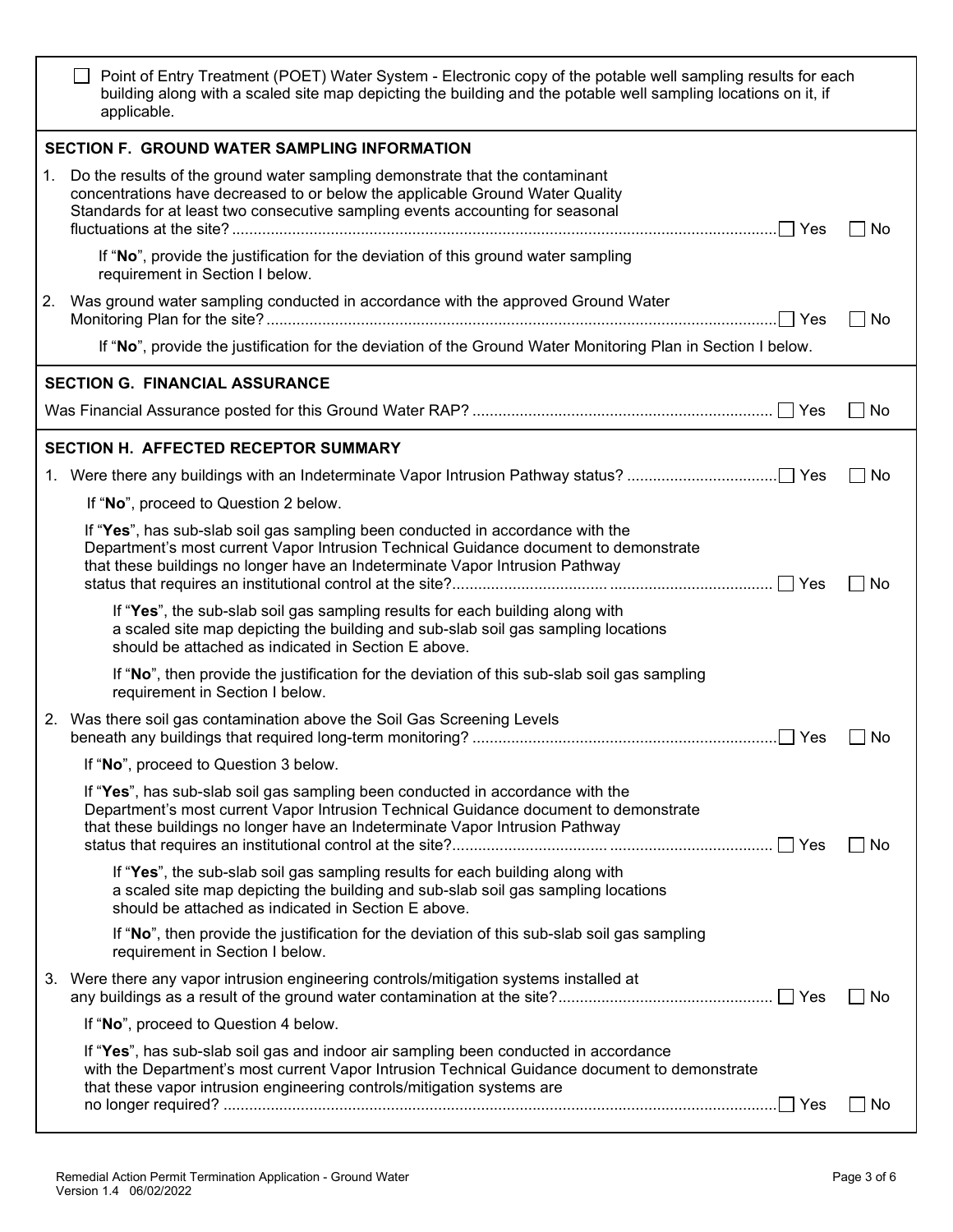☐ Point of Entry Treatment (POET) Water System - Electronic copy of the potable well sampling results for each building along with a scaled site map depicting the building and the potable well sampling locations on it, if applicable.

## SECTION F. GROUND WATER SAMPLING INFORMATION

1. Do the results of the ground water sampling demonstrate that the contaminant concentrations have decreased to or below the applicable Ground Water Quality Standards for at least two consecutive sampling events accounting for seasonal fluctuations at the site? ☐ Yes ☐ No

   If "**No**", provide the justification for the deviation of this ground water sampling requirement in Section I below.

2. Was ground water sampling conducted in accordance with the approved Ground Water Monitoring Plan for the site? ☐ Yes ☐ No

   If "**No**", provide the justification for the deviation of the Ground Water Monitoring Plan in Section I below.

## SECTION G. FINANCIAL ASSURANCE

Was Financial Assurance posted for this Ground Water RAP? ☐ Yes ☐ No

## SECTION H. AFFECTED RECEPTOR SUMMARY

1. Were there any buildings with an Indeterminate Vapor Intrusion Pathway status? ☐ Yes ☐ No

   If "**No**", proceed to Question 2 below.

   If "**Yes**", has sub-slab soil gas sampling been conducted in accordance with the Department's most current Vapor Intrusion Technical Guidance document to demonstrate that these buildings no longer have an Indeterminate Vapor Intrusion Pathway status that requires an institutional control at the site? ☐ Yes ☐ No

   If "**Yes**", the sub-slab soil gas sampling results for each building along with a scaled site map depicting the building and sub-slab soil gas sampling locations should be attached as indicated in Section E above.

   If "**No**", then provide the justification for the deviation of this sub-slab soil gas sampling requirement in Section I below.

2. Was there soil gas contamination above the Soil Gas Screening Levels beneath any buildings that required long-term monitoring? ☐ Yes ☐ No

   If "**No**", proceed to Question 3 below.

   If "**Yes**", has sub-slab soil gas sampling been conducted in accordance with the Department's most current Vapor Intrusion Technical Guidance document to demonstrate that these buildings no longer have an Indeterminate Vapor Intrusion Pathway status that requires an institutional control at the site? ☐ Yes ☐ No

   If "**Yes**", the sub-slab soil gas sampling results for each building along with a scaled site map depicting the building and sub-slab soil gas sampling locations should be attached as indicated in Section E above.

   If "**No**", then provide the justification for the deviation of this sub-slab soil gas sampling requirement in Section I below.

3. Were there any vapor intrusion engineering controls/mitigation systems installed at any buildings as a result of the ground water contamination at the site? ☐ Yes ☐ No

   If "**No**", proceed to Question 4 below.

   If "**Yes**", has sub-slab soil gas and indoor air sampling been conducted in accordance with the Department's most current Vapor Intrusion Technical Guidance document to demonstrate that these vapor intrusion engineering controls/mitigation systems are no longer required? ☐ Yes ☐ No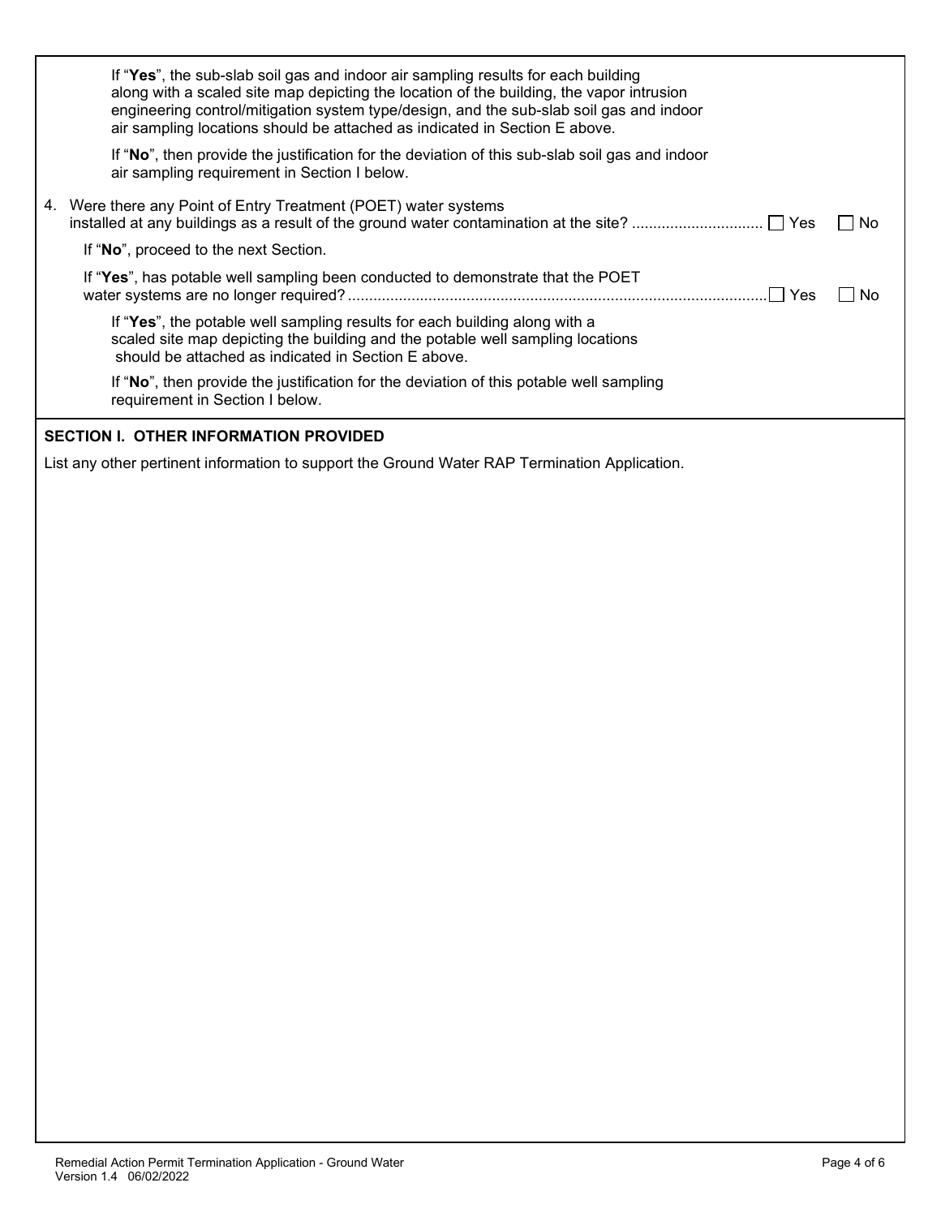If "**Yes**", the sub-slab soil gas and indoor air sampling results for each building along with a scaled site map depicting the location of the building, the vapor intrusion engineering control/mitigation system type/design, and the sub-slab soil gas and indoor air sampling locations should be attached as indicated in Section E above.

If "**No**", then provide the justification for the deviation of this sub-slab soil gas and indoor air sampling requirement in Section I below.

4. Were there any Point of Entry Treatment (POET) water systems installed at any buildings as a result of the ground water contamination at the site? .............................. ☐ Yes ☐ No

   If "**No**", proceed to the next Section.

   If "**Yes**", has potable well sampling been conducted to demonstrate that the POET water systems are no longer required? .................................................................................................. ☐ Yes ☐ No

   If "**Yes**", the potable well sampling results for each building along with a scaled site map depicting the building and the potable well sampling locations should be attached as indicated in Section E above.

   If "**No**", then provide the justification for the deviation of this potable well sampling requirement in Section I below.

## SECTION I. OTHER INFORMATION PROVIDED

List any other pertinent information to support the Ground Water RAP Termination Application.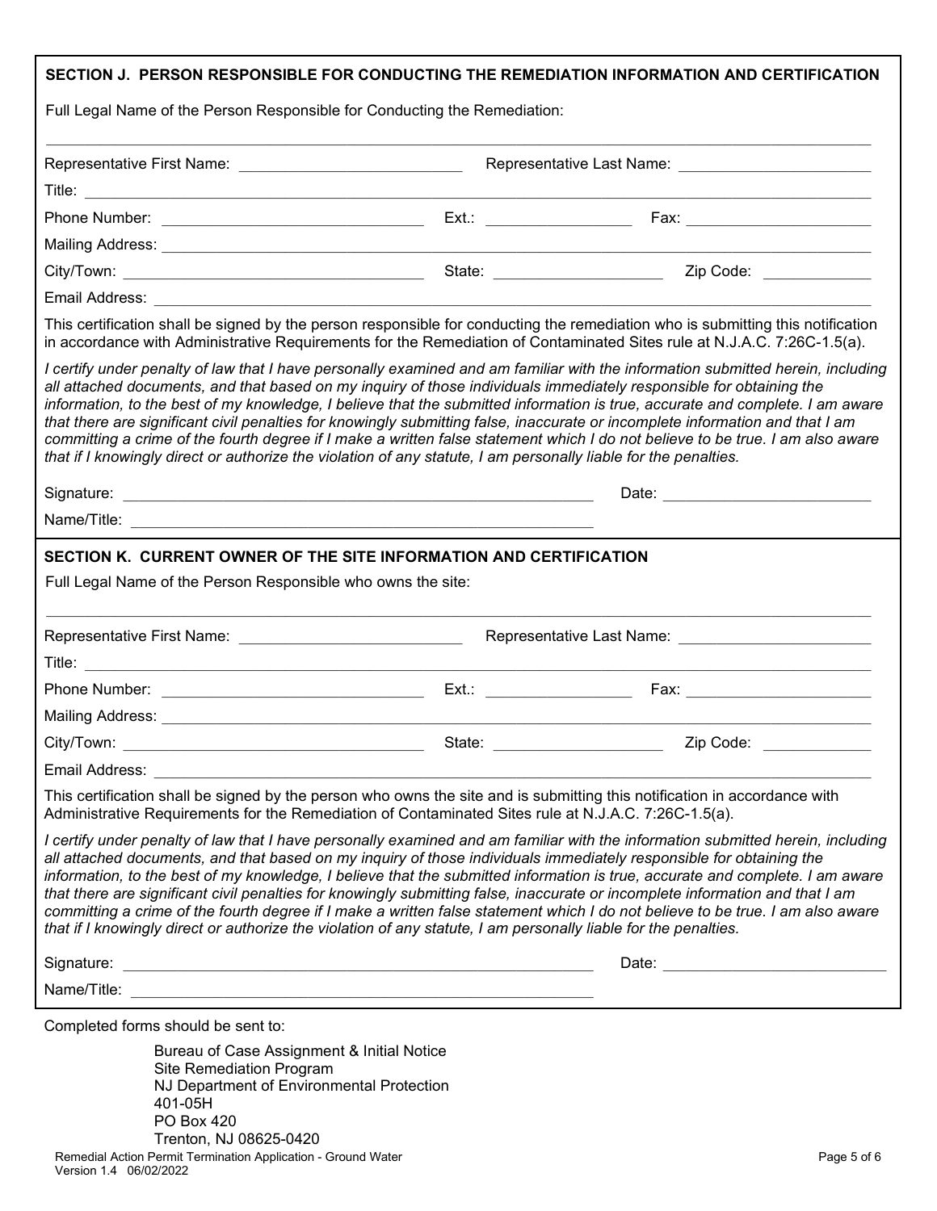## SECTION J. PERSON RESPONSIBLE FOR CONDUCTING THE REMEDIATION INFORMATION AND CERTIFICATION

Full Legal Name of the Person Responsible for Conducting the Remediation:

______________________________________________________________________________

Representative First Name: ____________________ Representative Last Name: ____________________

Title: ______________________________________________________________________________

Phone Number: ____________________ Ext.: ____________ Fax: ____________________

Mailing Address: ______________________________________________________________________

City/Town: ____________________ State: ____________ Zip Code: ____________

Email Address: ______________________________________________________________________

This certification shall be signed by the person responsible for conducting the remediation who is submitting this notification in accordance with Administrative Requirements for the Remediation of Contaminated Sites rule at N.J.A.C. 7:26C-1.5(a).

*I certify under penalty of law that I have personally examined and am familiar with the information submitted herein, including all attached documents, and that based on my inquiry of those individuals immediately responsible for obtaining the information, to the best of my knowledge, I believe that the submitted information is true, accurate and complete. I am aware that there are significant civil penalties for knowingly submitting false, inaccurate or incomplete information and that I am committing a crime of the fourth degree if I make a written false statement which I do not believe to be true. I am also aware that if I knowingly direct or authorize the violation of any statute, I am personally liable for the penalties.*

Signature: ________________________________________ Date: ____________________

Name/Title: ________________________________________

## SECTION K. CURRENT OWNER OF THE SITE INFORMATION AND CERTIFICATION

Full Legal Name of the Person Responsible who owns the site:

______________________________________________________________________________

Representative First Name: ____________________ Representative Last Name: ____________________

Title: ______________________________________________________________________________

Phone Number: ____________________ Ext.: ____________ Fax: ____________________

Mailing Address: ______________________________________________________________________

City/Town: ____________________ State: ____________ Zip Code: ____________

Email Address: ______________________________________________________________________

This certification shall be signed by the person who owns the site and is submitting this notification in accordance with Administrative Requirements for the Remediation of Contaminated Sites rule at N.J.A.C. 7:26C-1.5(a).

*I certify under penalty of law that I have personally examined and am familiar with the information submitted herein, including all attached documents, and that based on my inquiry of those individuals immediately responsible for obtaining the information, to the best of my knowledge, I believe that the submitted information is true, accurate and complete. I am aware that there are significant civil penalties for knowingly submitting false, inaccurate or incomplete information and that I am committing a crime of the fourth degree if I make a written false statement which I do not believe to be true. I am also aware that if I knowingly direct or authorize the violation of any statute, I am personally liable for the penalties.*

Signature: ________________________________________ Date: ____________________

Name/Title: ________________________________________

Completed forms should be sent to:

Bureau of Case Assignment & Initial Notice
Site Remediation Program
NJ Department of Environmental Protection
401-05H
PO Box 420
Trenton, NJ 08625-0420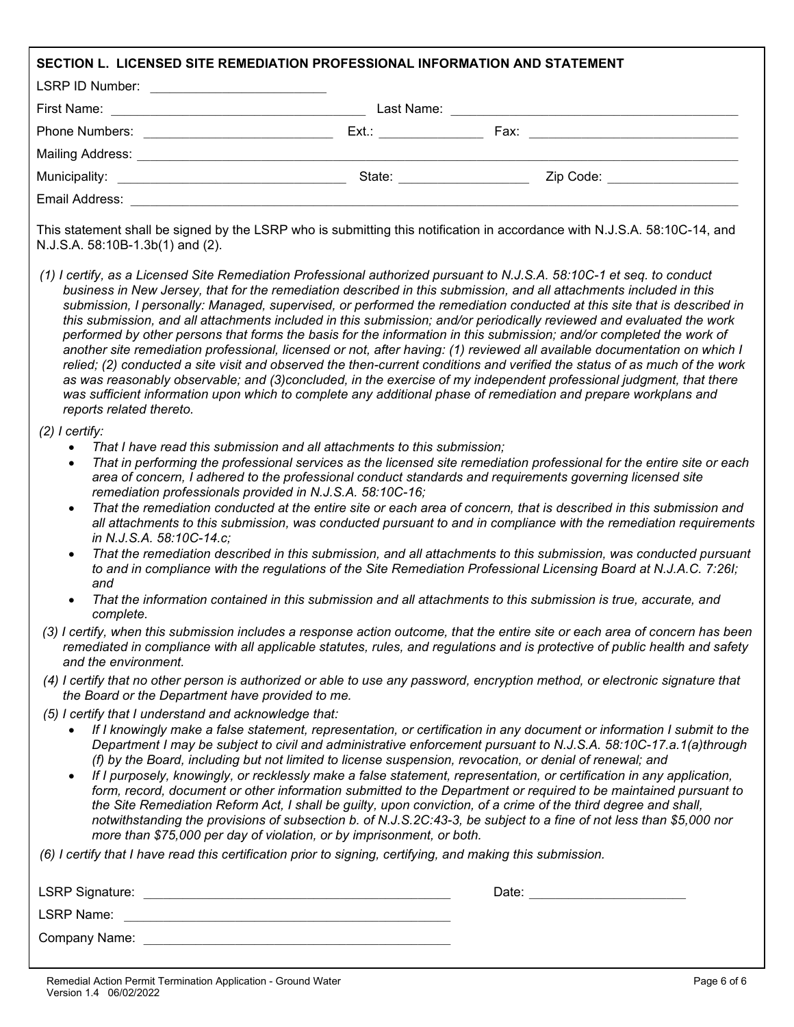## SECTION L. LICENSED SITE REMEDIATION PROFESSIONAL INFORMATION AND STATEMENT

LSRP ID Number: ________________________

First Name: ________________________ Last Name: ________________________

Phone Numbers: ________________________ Ext.: ______________ Fax: ________________________

Mailing Address: ________________________________________________

Municipality: ________________________ State: ______________ Zip Code: ______________

Email Address: ________________________________________________

This statement shall be signed by the LSRP who is submitting this notification in accordance with N.J.S.A. 58:10C-14, and N.J.S.A. 58:10B-1.3b(1) and (2).

*(1) I certify, as a Licensed Site Remediation Professional authorized pursuant to N.J.S.A. 58:10C-1 et seq. to conduct business in New Jersey, that for the remediation described in this submission, and all attachments included in this submission, I personally: Managed, supervised, or performed the remediation conducted at this site that is described in this submission, and all attachments included in this submission; and/or periodically reviewed and evaluated the work performed by other persons that forms the basis for the information in this submission; and/or completed the work of another site remediation professional, licensed or not, after having: (1) reviewed all available documentation on which I relied; (2) conducted a site visit and observed the then-current conditions and verified the status of as much of the work as was reasonably observable; and (3)concluded, in the exercise of my independent professional judgment, that there was sufficient information upon which to complete any additional phase of remediation and prepare workplans and reports related thereto.*

*(2) I certify:*

- *That I have read this submission and all attachments to this submission;*
- *That in performing the professional services as the licensed site remediation professional for the entire site or each area of concern, I adhered to the professional conduct standards and requirements governing licensed site remediation professionals provided in N.J.S.A. 58:10C-16;*
- *That the remediation conducted at the entire site or each area of concern, that is described in this submission and all attachments to this submission, was conducted pursuant to and in compliance with the remediation requirements in N.J.S.A. 58:10C-14.c;*
- *That the remediation described in this submission, and all attachments to this submission, was conducted pursuant to and in compliance with the regulations of the Site Remediation Professional Licensing Board at N.J.A.C. 7:26I; and*
- *That the information contained in this submission and all attachments to this submission is true, accurate, and complete.*

*(3) I certify, when this submission includes a response action outcome, that the entire site or each area of concern has been remediated in compliance with all applicable statutes, rules, and regulations and is protective of public health and safety and the environment.*

*(4) I certify that no other person is authorized or able to use any password, encryption method, or electronic signature that the Board or the Department have provided to me.*

*(5) I certify that I understand and acknowledge that:*

- *If I knowingly make a false statement, representation, or certification in any document or information I submit to the Department I may be subject to civil and administrative enforcement pursuant to N.J.S.A. 58:10C-17.a.1(a)through (f) by the Board, including but not limited to license suspension, revocation, or denial of renewal; and*
- *If I purposely, knowingly, or recklessly make a false statement, representation, or certification in any application, form, record, document or other information submitted to the Department or required to be maintained pursuant to the Site Remediation Reform Act, I shall be guilty, upon conviction, of a crime of the third degree and shall, notwithstanding the provisions of subsection b. of N.J.S.2C:43-3, be subject to a fine of not less than $5,000 nor more than $75,000 per day of violation, or by imprisonment, or both.*

*(6) I certify that I have read this certification prior to signing, certifying, and making this submission.*

LSRP Signature: ________________________ Date: ______________

LSRP Name: ________________________

Company Name: ________________________

Remedial Action Permit Termination Application - Ground Water
Version 1.4 06/02/2022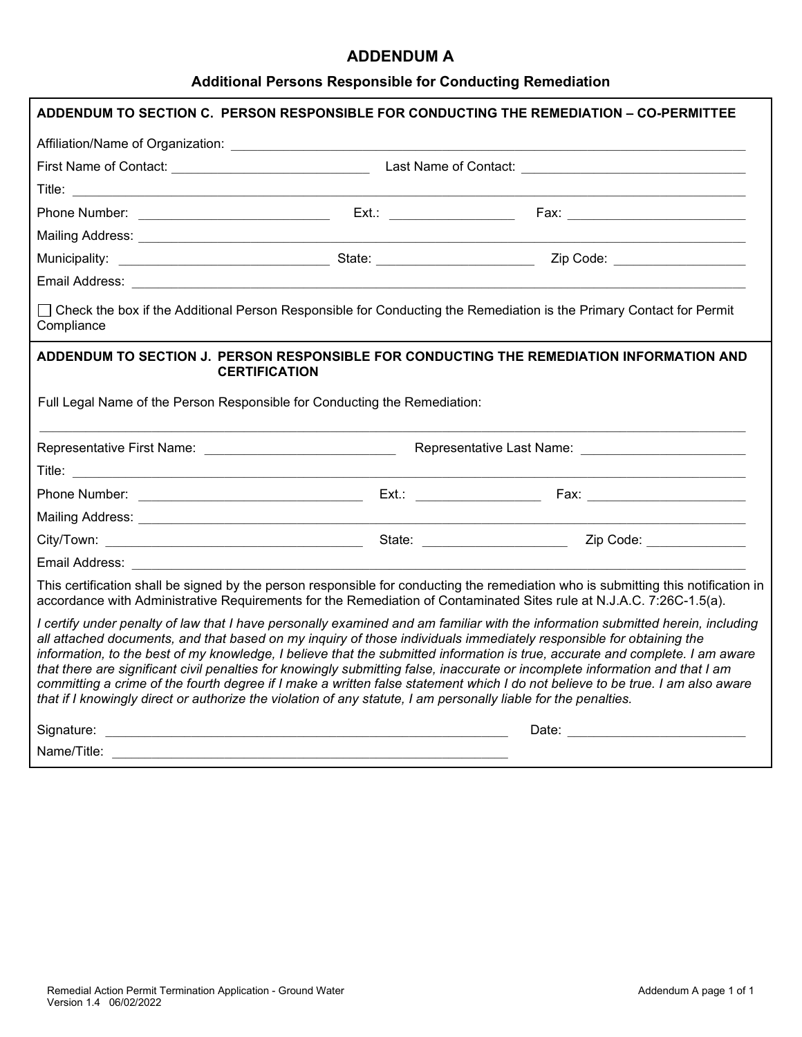# ADDENDUM A

## Additional Persons Responsible for Conducting Remediation

**ADDENDUM TO SECTION C. PERSON RESPONSIBLE FOR CONDUCTING THE REMEDIATION – CO-PERMITTEE**

Affiliation/Name of Organization: ______________________________

First Name of Contact: ______________________ Last Name of Contact: ______________________

Title: ______________________________

Phone Number: ______________________ Ext.: ____________ Fax: ______________________

Mailing Address: ______________________________

Municipality: ______________________ State: ______________ Zip Code: ______________

Email Address: ______________________________

☐ Check the box if the Additional Person Responsible for Conducting the Remediation is the Primary Contact for Permit Compliance

**ADDENDUM TO SECTION J. PERSON RESPONSIBLE FOR CONDUCTING THE REMEDIATION INFORMATION AND CERTIFICATION**

Full Legal Name of the Person Responsible for Conducting the Remediation:

______________________________

Representative First Name: ______________________ Representative Last Name: ______________________

Title: ______________________________

Phone Number: ______________________ Ext.: ____________ Fax: ______________________

Mailing Address: ______________________________

City/Town: ______________________ State: ______________ Zip Code: ______________

Email Address: ______________________________

This certification shall be signed by the person responsible for conducting the remediation who is submitting this notification in accordance with Administrative Requirements for the Remediation of Contaminated Sites rule at N.J.A.C. 7:26C-1.5(a).

*I certify under penalty of law that I have personally examined and am familiar with the information submitted herein, including all attached documents, and that based on my inquiry of those individuals immediately responsible for obtaining the information, to the best of my knowledge, I believe that the submitted information is true, accurate and complete. I am aware that there are significant civil penalties for knowingly submitting false, inaccurate or incomplete information and that I am committing a crime of the fourth degree if I make a written false statement which I do not believe to be true. I am also aware that if I knowingly direct or authorize the violation of any statute, I am personally liable for the penalties.*

Signature: ______________________________ Date: ______________________

Name/Title: ______________________________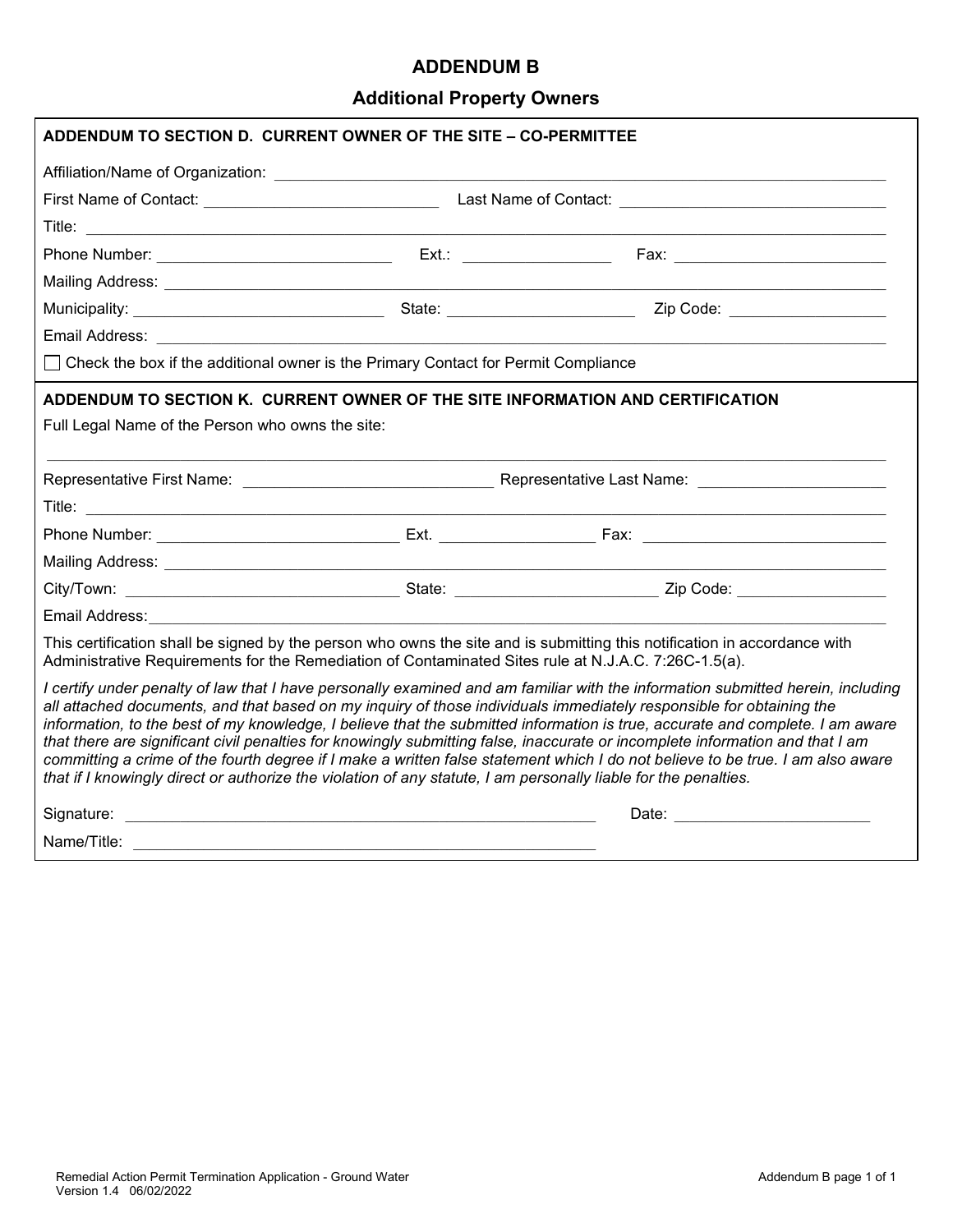# ADDENDUM B

## Additional Property Owners

**ADDENDUM TO SECTION D. CURRENT OWNER OF THE SITE – CO-PERMITTEE**

Affiliation/Name of Organization: ______________________________

First Name of Contact: ____________________ Last Name of Contact: ____________________

Title: ______________________________

Phone Number: ____________________ Ext.: ____________ Fax: ____________________

Mailing Address: ______________________________

Municipality: ____________________ State: ____________________ Zip Code: ____________

Email Address: ______________________________

☐ Check the box if the additional owner is the Primary Contact for Permit Compliance

**ADDENDUM TO SECTION K. CURRENT OWNER OF THE SITE INFORMATION AND CERTIFICATION**

Full Legal Name of the Person who owns the site:

______________________________

Representative First Name: ____________________ Representative Last Name: ____________________

Title: ______________________________

Phone Number: ____________________ Ext. ____________ Fax: ____________________

Mailing Address: ______________________________

City/Town: ____________________ State: ____________________ Zip Code: ____________

Email Address: ______________________________

This certification shall be signed by the person who owns the site and is submitting this notification in accordance with Administrative Requirements for the Remediation of Contaminated Sites rule at N.J.A.C. 7:26C-1.5(a).

*I certify under penalty of law that I have personally examined and am familiar with the information submitted herein, including all attached documents, and that based on my inquiry of those individuals immediately responsible for obtaining the information, to the best of my knowledge, I believe that the submitted information is true, accurate and complete. I am aware that there are significant civil penalties for knowingly submitting false, inaccurate or incomplete information and that I am committing a crime of the fourth degree if I make a written false statement which I do not believe to be true. I am also aware that if I knowingly direct or authorize the violation of any statute, I am personally liable for the penalties.*

Signature: ______________________________ Date: ____________________

Name/Title: ______________________________

Remedial Action Permit Termination Application - Ground Water
Version 1.4 06/02/2022